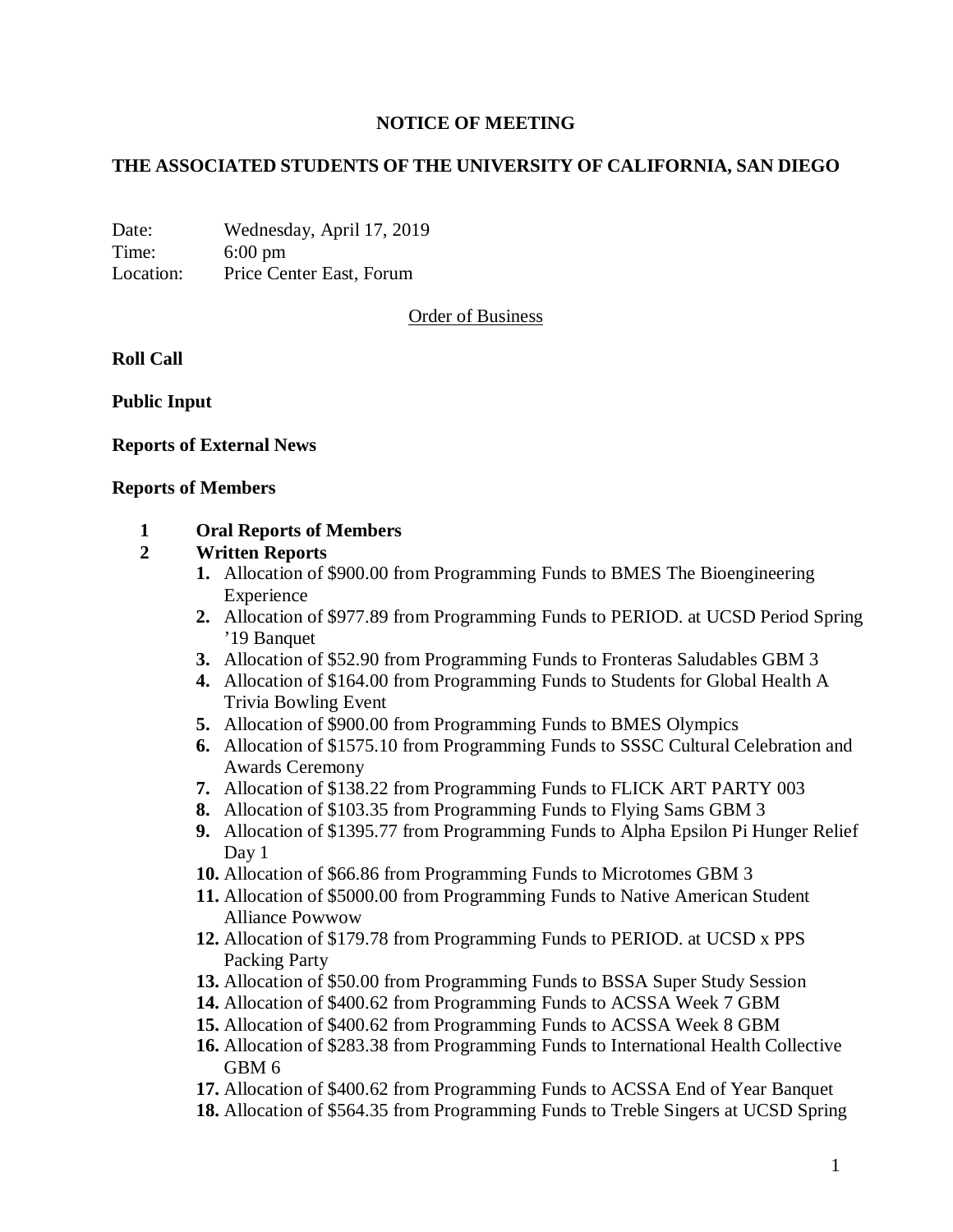# NOTICE OF MEETING

## THE ASSOCIATED STUDENTS OF THE UNIVERSITY OF CALIFORNIA, SAN DIEGO

Date: Wednesday, April 17, 2019
Time: 6:00 pm
Location: Price Center East, Forum

Order of Business

**Roll Call**

**Public Input**

**Reports of External News**

**Reports of Members**

**1 Oral Reports of Members**

**2 Written Reports**

1. Allocation of $900.00 from Programming Funds to BMES The Bioengineering Experience
2. Allocation of $977.89 from Programming Funds to PERIOD. at UCSD Period Spring '19 Banquet
3. Allocation of $52.90 from Programming Funds to Fronteras Saludables GBM 3
4. Allocation of $164.00 from Programming Funds to Students for Global Health A Trivia Bowling Event
5. Allocation of $900.00 from Programming Funds to BMES Olympics
6. Allocation of $1575.10 from Programming Funds to SSSC Cultural Celebration and Awards Ceremony
7. Allocation of $138.22 from Programming Funds to FLICK ART PARTY 003
8. Allocation of $103.35 from Programming Funds to Flying Sams GBM 3
9. Allocation of $1395.77 from Programming Funds to Alpha Epsilon Pi Hunger Relief Day 1
10. Allocation of $66.86 from Programming Funds to Microtomes GBM 3
11. Allocation of $5000.00 from Programming Funds to Native American Student Alliance Powwow
12. Allocation of $179.78 from Programming Funds to PERIOD. at UCSD x PPS Packing Party
13. Allocation of $50.00 from Programming Funds to BSSA Super Study Session
14. Allocation of $400.62 from Programming Funds to ACSSA Week 7 GBM
15. Allocation of $400.62 from Programming Funds to ACSSA Week 8 GBM
16. Allocation of $283.38 from Programming Funds to International Health Collective GBM 6
17. Allocation of $400.62 from Programming Funds to ACSSA End of Year Banquet
18. Allocation of $564.35 from Programming Funds to Treble Singers at UCSD Spring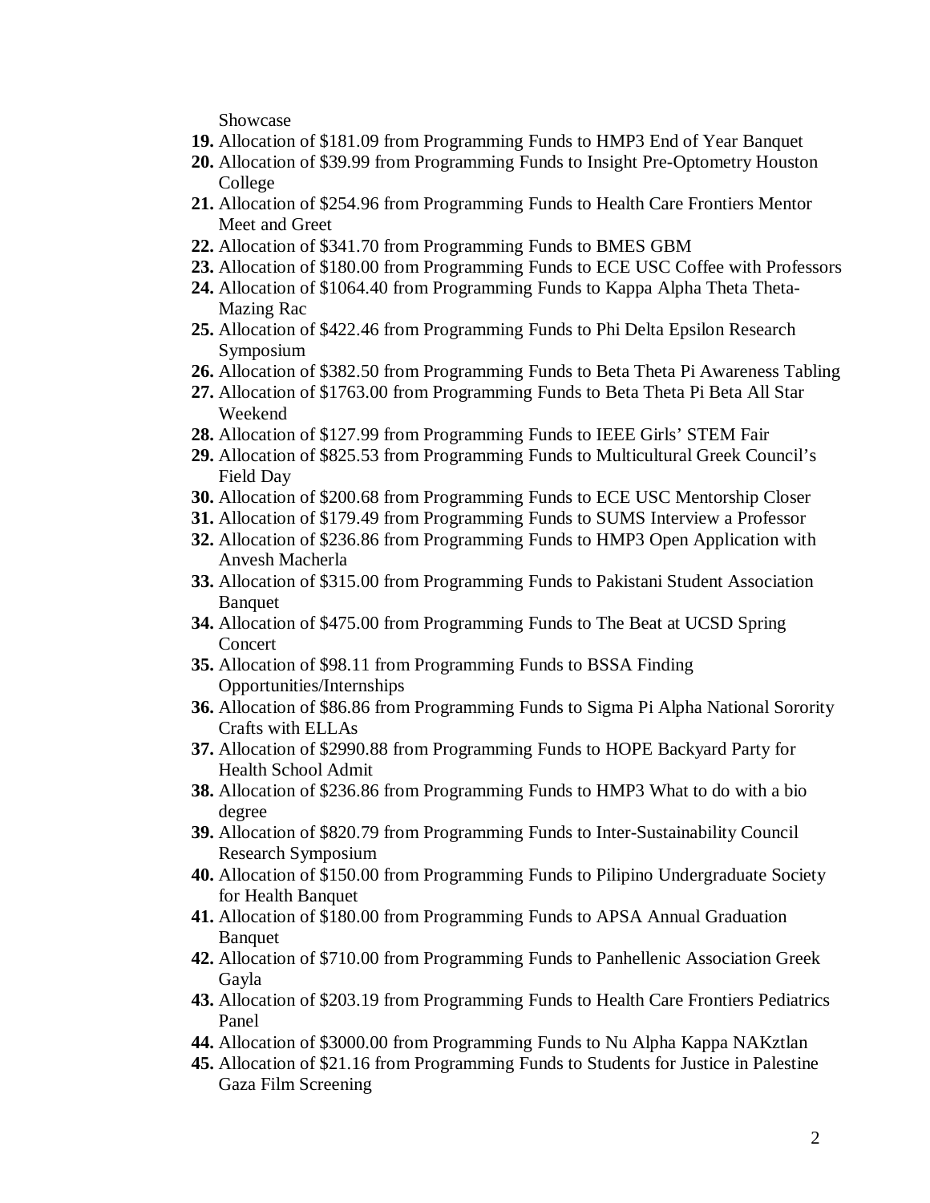Showcase

19. Allocation of $181.09 from Programming Funds to HMP3 End of Year Banquet
20. Allocation of $39.99 from Programming Funds to Insight Pre-Optometry Houston College
21. Allocation of $254.96 from Programming Funds to Health Care Frontiers Mentor Meet and Greet
22. Allocation of $341.70 from Programming Funds to BMES GBM
23. Allocation of $180.00 from Programming Funds to ECE USC Coffee with Professors
24. Allocation of $1064.40 from Programming Funds to Kappa Alpha Theta Theta-Mazing Rac
25. Allocation of $422.46 from Programming Funds to Phi Delta Epsilon Research Symposium
26. Allocation of $382.50 from Programming Funds to Beta Theta Pi Awareness Tabling
27. Allocation of $1763.00 from Programming Funds to Beta Theta Pi Beta All Star Weekend
28. Allocation of $127.99 from Programming Funds to IEEE Girls' STEM Fair
29. Allocation of $825.53 from Programming Funds to Multicultural Greek Council's Field Day
30. Allocation of $200.68 from Programming Funds to ECE USC Mentorship Closer
31. Allocation of $179.49 from Programming Funds to SUMS Interview a Professor
32. Allocation of $236.86 from Programming Funds to HMP3 Open Application with Anvesh Macherla
33. Allocation of $315.00 from Programming Funds to Pakistani Student Association Banquet
34. Allocation of $475.00 from Programming Funds to The Beat at UCSD Spring Concert
35. Allocation of $98.11 from Programming Funds to BSSA Finding Opportunities/Internships
36. Allocation of $86.86 from Programming Funds to Sigma Pi Alpha National Sorority Crafts with ELLAs
37. Allocation of $2990.88 from Programming Funds to HOPE Backyard Party for Health School Admit
38. Allocation of $236.86 from Programming Funds to HMP3 What to do with a bio degree
39. Allocation of $820.79 from Programming Funds to Inter-Sustainability Council Research Symposium
40. Allocation of $150.00 from Programming Funds to Pilipino Undergraduate Society for Health Banquet
41. Allocation of $180.00 from Programming Funds to APSA Annual Graduation Banquet
42. Allocation of $710.00 from Programming Funds to Panhellenic Association Greek Gayla
43. Allocation of $203.19 from Programming Funds to Health Care Frontiers Pediatrics Panel
44. Allocation of $3000.00 from Programming Funds to Nu Alpha Kappa NAKztlan
45. Allocation of $21.16 from Programming Funds to Students for Justice in Palestine Gaza Film Screening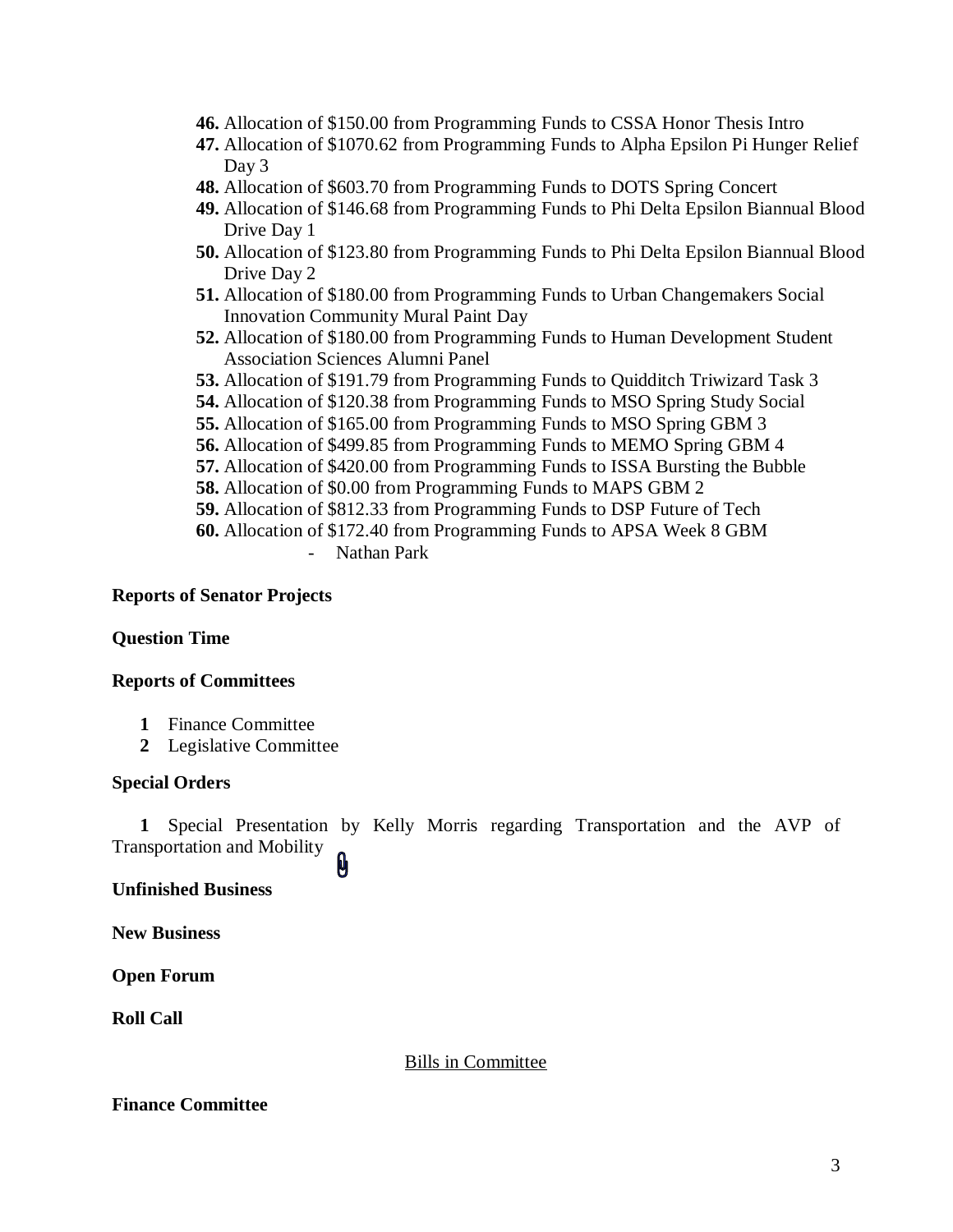46. Allocation of $150.00 from Programming Funds to CSSA Honor Thesis Intro
47. Allocation of $1070.62 from Programming Funds to Alpha Epsilon Pi Hunger Relief Day 3
48. Allocation of $603.70 from Programming Funds to DOTS Spring Concert
49. Allocation of $146.68 from Programming Funds to Phi Delta Epsilon Biannual Blood Drive Day 1
50. Allocation of $123.80 from Programming Funds to Phi Delta Epsilon Biannual Blood Drive Day 2
51. Allocation of $180.00 from Programming Funds to Urban Changemakers Social Innovation Community Mural Paint Day
52. Allocation of $180.00 from Programming Funds to Human Development Student Association Sciences Alumni Panel
53. Allocation of $191.79 from Programming Funds to Quidditch Triwizard Task 3
54. Allocation of $120.38 from Programming Funds to MSO Spring Study Social
55. Allocation of $165.00 from Programming Funds to MSO Spring GBM 3
56. Allocation of $499.85 from Programming Funds to MEMO Spring GBM 4
57. Allocation of $420.00 from Programming Funds to ISSA Bursting the Bubble
58. Allocation of $0.00 from Programming Funds to MAPS GBM 2
59. Allocation of $812.33 from Programming Funds to DSP Future of Tech
60. Allocation of $172.40 from Programming Funds to APSA Week 8 GBM
    - Nathan Park

**Reports of Senator Projects**

**Question Time**

**Reports of Committees**

1. Finance Committee
2. Legislative Committee

**Special Orders**

1. Special Presentation by Kelly Morris regarding Transportation and the AVP of Transportation and Mobility

**Unfinished Business**

**New Business**

**Open Forum**

**Roll Call**

<u>Bills in Committee</u>

**Finance Committee**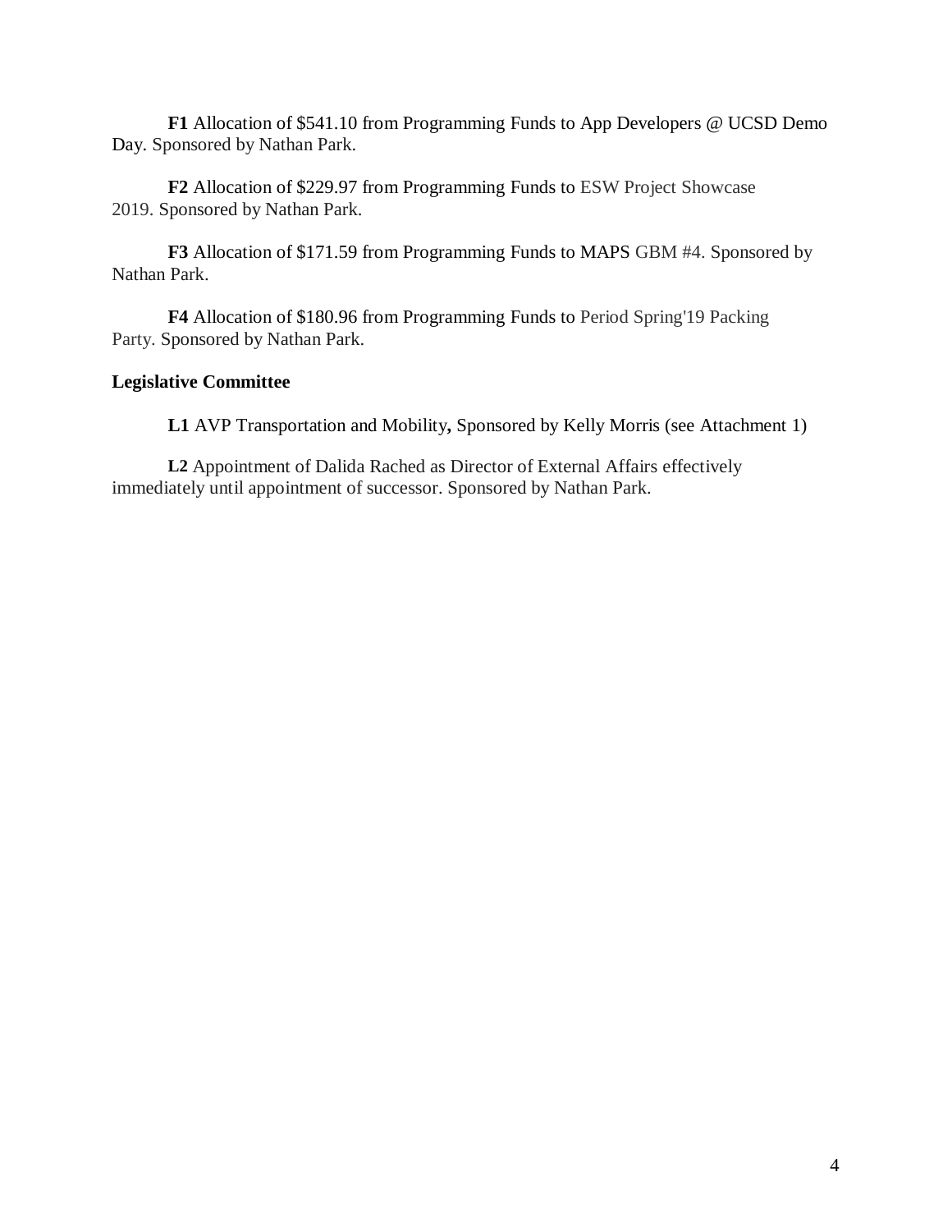**F1** Allocation of $541.10 from Programming Funds to App Developers @ UCSD Demo Day. Sponsored by Nathan Park.

**F2** Allocation of $229.97 from Programming Funds to ESW Project Showcase 2019. Sponsored by Nathan Park.

**F3** Allocation of $171.59 from Programming Funds to MAPS GBM #4. Sponsored by Nathan Park.

**F4** Allocation of $180.96 from Programming Funds to Period Spring'19 Packing Party. Sponsored by Nathan Park.

**Legislative Committee**

**L1** AVP Transportation and Mobility**,** Sponsored by Kelly Morris (see Attachment 1)

**L2** Appointment of Dalida Rached as Director of External Affairs effectively immediately until appointment of successor. Sponsored by Nathan Park.